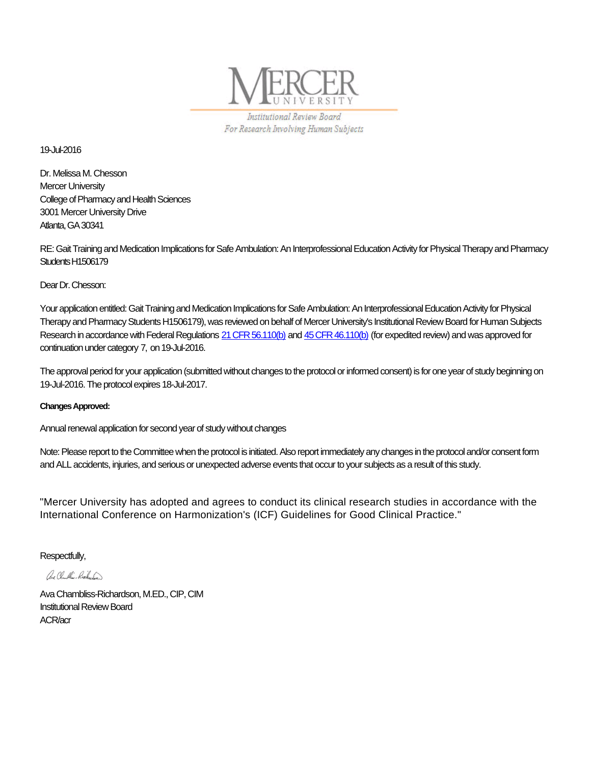MERCER UNIVERSITY

*Institutional Review Board*
*For Research Involving Human Subjects*

19-Jul-2016

Dr. Melissa M. Chesson
Mercer University
College of Pharmacy and Health Sciences
3001 Mercer University Drive
Atlanta, GA 30341

RE: Gait Training and Medication Implications for Safe Ambulation: An Interprofessional Education Activity for Physical Therapy and Pharmacy Students H1506179

Dear Dr. Chesson:

Your application entitled: Gait Training and Medication Implications for Safe Ambulation: An Interprofessional Education Activity for Physical Therapy and Pharmacy Students H1506179), was reviewed on behalf of Mercer University's Institutional Review Board for Human Subjects Research in accordance with Federal Regulations 21 CFR 56.110(b) and 45 CFR 46.110(b) (for expedited review) and was approved for continuation under category 7, on 19-Jul-2016.

The approval period for your application (submitted without changes to the protocol or informed consent) is for one year of study beginning on 19-Jul-2016. The protocol expires 18-Jul-2017.

**Changes Approved:**

Annual renewal application for second year of study without changes

Note: Please report to the Committee when the protocol is initiated. Also report immediately any changes in the protocol and/or consent form and ALL accidents, injuries, and serious or unexpected adverse events that occur to your subjects as a result of this study.

"Mercer University has adopted and agrees to conduct its clinical research studies in accordance with the International Conference on Harmonization's (ICF) Guidelines for Good Clinical Practice."

Respectfully,

Ava Chambliss-Richardson, M.ED., CIP, CIM
Institutional Review Board
ACR/acr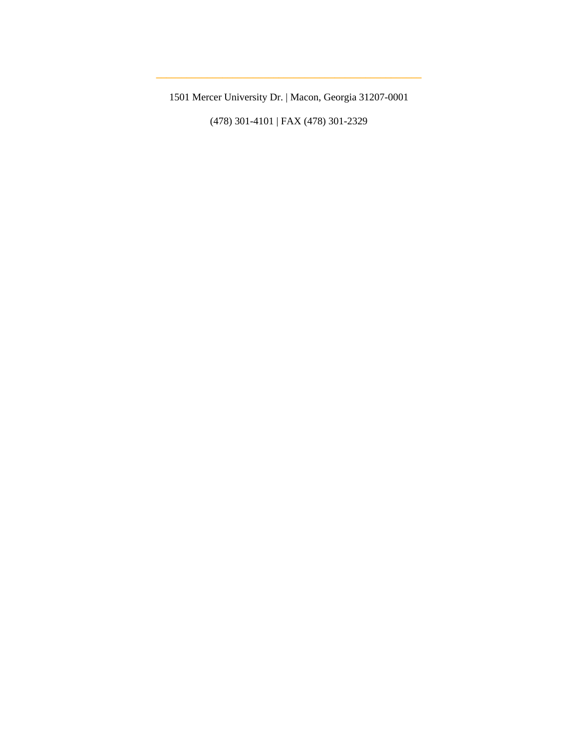---

1501 Mercer University Dr. | Macon, Georgia 31207-0001

(478) 301-4101 | FAX (478) 301-2329